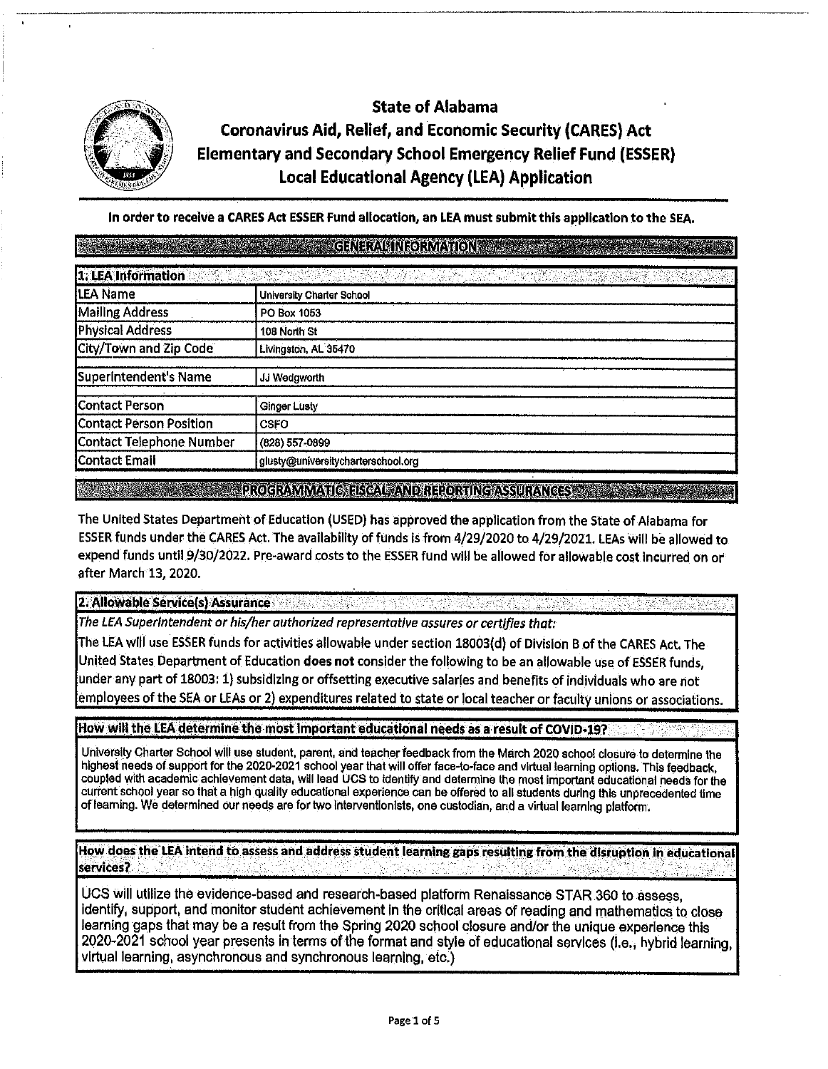# State of Alabama
# Coronavirus Aid, Relief, and Economic Security (CARES) Act
# Elementary and Secondary School Emergency Relief Fund (ESSER)
# Local Educational Agency (LEA) Application

**In order to receive a CARES Act ESSER Fund allocation, an LEA must submit this application to the SEA.**

## GENERAL INFORMATION

| 1. LEA Information | |
|---|---|
| LEA Name | University Charter School |
| Mailing Address | PO Box 1053 |
| Physical Address | 108 North St |
| City/Town and Zip Code | Livingston, AL 35470 |
| Superintendent's Name | JJ Wedgworth |
| Contact Person | Ginger Lusty |
| Contact Person Position | CSFO |
| Contact Telephone Number | (828) 557-0899 |
| Contact Email | glusty@universitycharterschool.org |

## PROGRAMMATIC, FISCAL, AND REPORTING ASSURANCES

The United States Department of Education (USED) has approved the application from the State of Alabama for ESSER funds under the CARES Act. The availability of funds is from 4/29/2020 to 4/29/2021. LEAs will be allowed to expend funds until 9/30/2022. Pre-award costs to the ESSER fund will be allowed for allowable cost incurred on or after March 13, 2020.

### 2. Allowable Service(s) Assurance

*The LEA Superintendent or his/her authorized representative assures or certifies that:*

The LEA will use ESSER funds for activities allowable under section 18003(d) of Division B of the CARES Act. The United States Department of Education **does not** consider the following to be an allowable use of ESSER funds, under any part of 18003: 1) subsidizing or offsetting executive salaries and benefits of individuals who are not employees of the SEA or LEAs or 2) expenditures related to state or local teacher or faculty unions or associations.

**How will the LEA determine the most important educational needs as a result of COVID-19?**

University Charter School will use student, parent, and teacher feedback from the March 2020 school closure to determine the highest needs of support for the 2020-2021 school year that will offer face-to-face and virtual learning options. This feedback, coupled with academic achievement data, will lead UCS to identify and determine the most important educational needs for the current school year so that a high quality educational experience can be offered to all students during this unprecedented time of learning. We determined our needs are for two interventionists, one custodian, and a virtual learning platform.

**How does the LEA intend to assess and address student learning gaps resulting from the disruption in educational services?**

UCS will utilize the evidence-based and research-based platform Renaissance STAR 360 to assess, identify, support, and monitor student achievement in the critical areas of reading and mathematics to close learning gaps that may be a result from the Spring 2020 school closure and/or the unique experience this 2020-2021 school year presents in terms of the format and style of educational services (i.e., hybrid learning, virtual learning, asynchronous and synchronous learning, etc.)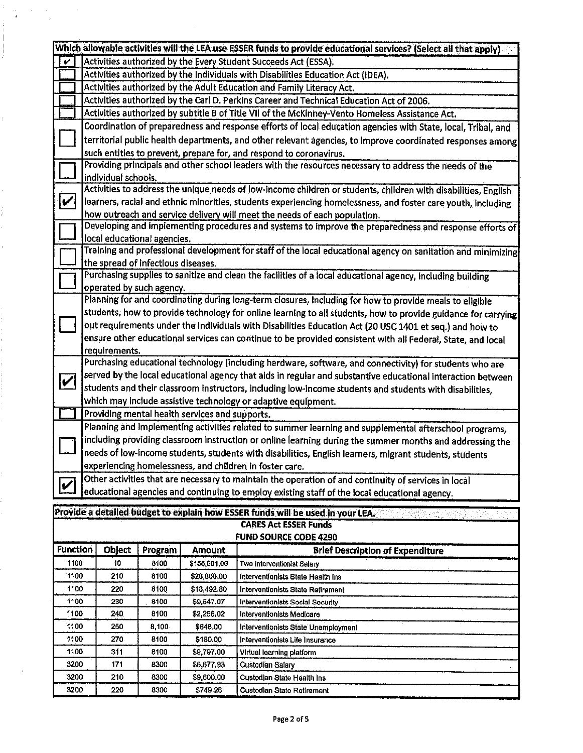| Which allowable activities will the LEA use ESSER funds to provide educational services? (Select all that apply) | |
|---|---|
| ✔ | Activities authorized by the Every Student Succeeds Act (ESSA). |
| ☐ | Activities authorized by the Individuals with Disabilities Education Act (IDEA). |
| ☐ | Activities authorized by the Adult Education and Family Literacy Act. |
| ☐ | Activities authorized by the Carl D. Perkins Career and Technical Education Act of 2006. |
| ☐ | Activities authorized by subtitle B of Title VII of the McKinney-Vento Homeless Assistance Act. |
| ☐ | Coordination of preparedness and response efforts of local education agencies with State, local, Tribal, and territorial public health departments, and other relevant agencies, to improve coordinated responses among such entities to prevent, prepare for, and respond to coronavirus. |
| ☐ | Providing principals and other school leaders with the resources necessary to address the needs of the individual schools. |
| ✔ | Activities to address the unique needs of low-income children or students, children with disabilities, English learners, racial and ethnic minorities, students experiencing homelessness, and foster care youth, including how outreach and service delivery will meet the needs of each population. |
| ☐ | Developing and implementing procedures and systems to improve the preparedness and response efforts of local educational agencies. |
| ☐ | Training and professional development for staff of the local educational agency on sanitation and minimizing the spread of infectious diseases. |
| ☐ | Purchasing supplies to sanitize and clean the facilities of a local educational agency, including building operated by such agency. |
| ☐ | Planning for and coordinating during long-term closures, including for how to provide meals to eligible students, how to provide technology for online learning to all students, how to provide guidance for carrying out requirements under the Individuals with Disabilities Education Act (20 USC 1401 et seq.) and how to ensure other educational services can continue to be provided consistent with all Federal, State, and local requirements. |
| ✔ | Purchasing educational technology (including hardware, software, and connectivity) for students who are served by the local educational agency that aids in regular and substantive educational interaction between students and their classroom instructors, including low-income students and students with disabilities, which may include assistive technology or adaptive equipment. |
| ☐ | Providing mental health services and supports. |
| ☐ | Planning and implementing activities related to summer learning and supplemental afterschool programs, including providing classroom instruction or online learning during the summer months and addressing the needs of low-income students, students with disabilities, English learners, migrant students, students experiencing homelessness, and children in foster care. |
| ✔ | Other activities that are necessary to maintain the operation of and continuity of services in local educational agencies and continuing to employ existing staff of the local educational agency. |

**Provide a detailed budget to explain how ESSER funds will be used in your LEA.**

**CARES Act ESSER Funds**
**FUND SOURCE CODE 4290**

| Function | Object | Program | Amount | Brief Description of Expenditure |
|---|---|---|---|---|
| 1100 | 10 | 8100 | $156,601.06 | Two Interventionist Salary |
| 1100 | 210 | 8100 | $28,800.00 | Interventionists State Health Ins |
| 1100 | 220 | 8100 | $18,492.80 | Interventionists State Retirement |
| 1100 | 230 | 8100 | $9,647.07 | Interventionists Social Security |
| 1100 | 240 | 8100 | $2,256.02 | Interventionists Medicare |
| 1100 | 250 | 8,100 | $648.00 | Interventionists State Unemployment |
| 1100 | 270 | 8100 | $180.00 | Interventionists Life Insurance |
| 1100 | 311 | 8100 | $9,797.00 | Virtual learning platform |
| 3200 | 171 | 8300 | $6,677.93 | Custodian Salary |
| 3200 | 210 | 8300 | $9,600.00 | Custodian State Health Ins |
| 3200 | 220 | 8300 | $749.26 | Custodian State Retirement |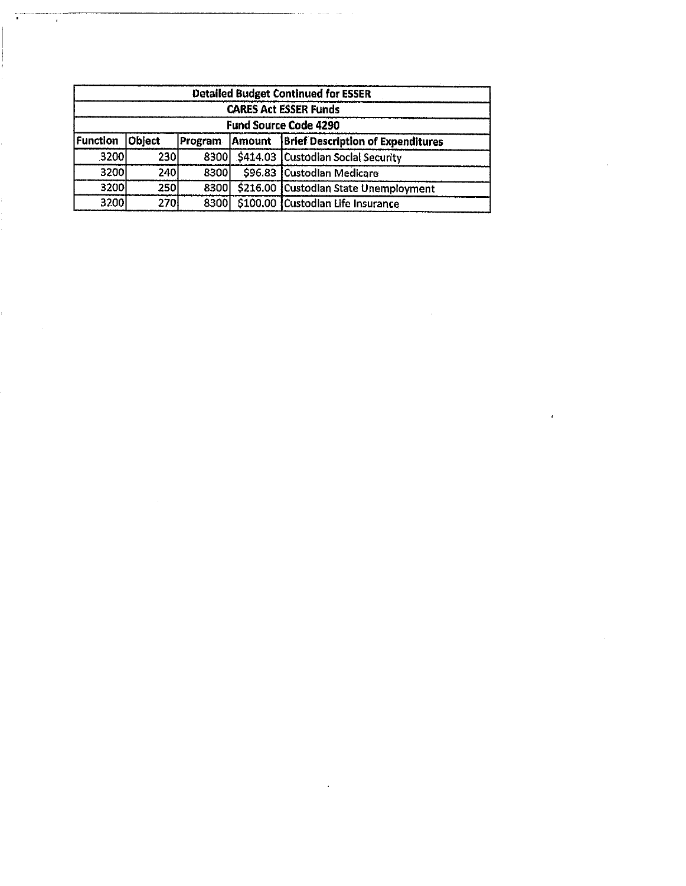| Detailed Budget Continued for ESSER | | | | |
|---|---|---|---|---|
| CARES Act ESSER Funds | | | | |
| Fund Source Code 4290 | | | | |
| Function | Object | Program | Amount | Brief Description of Expenditures |
| 3200 | 230 | 8300 | $414.03 | Custodian Social Security |
| 3200 | 240 | 8300 | $96.83 | Custodian Medicare |
| 3200 | 250 | 8300 | $216.00 | Custodian State Unemployment |
| 3200 | 270 | 8300 | $100.00 | Custodian Life Insurance |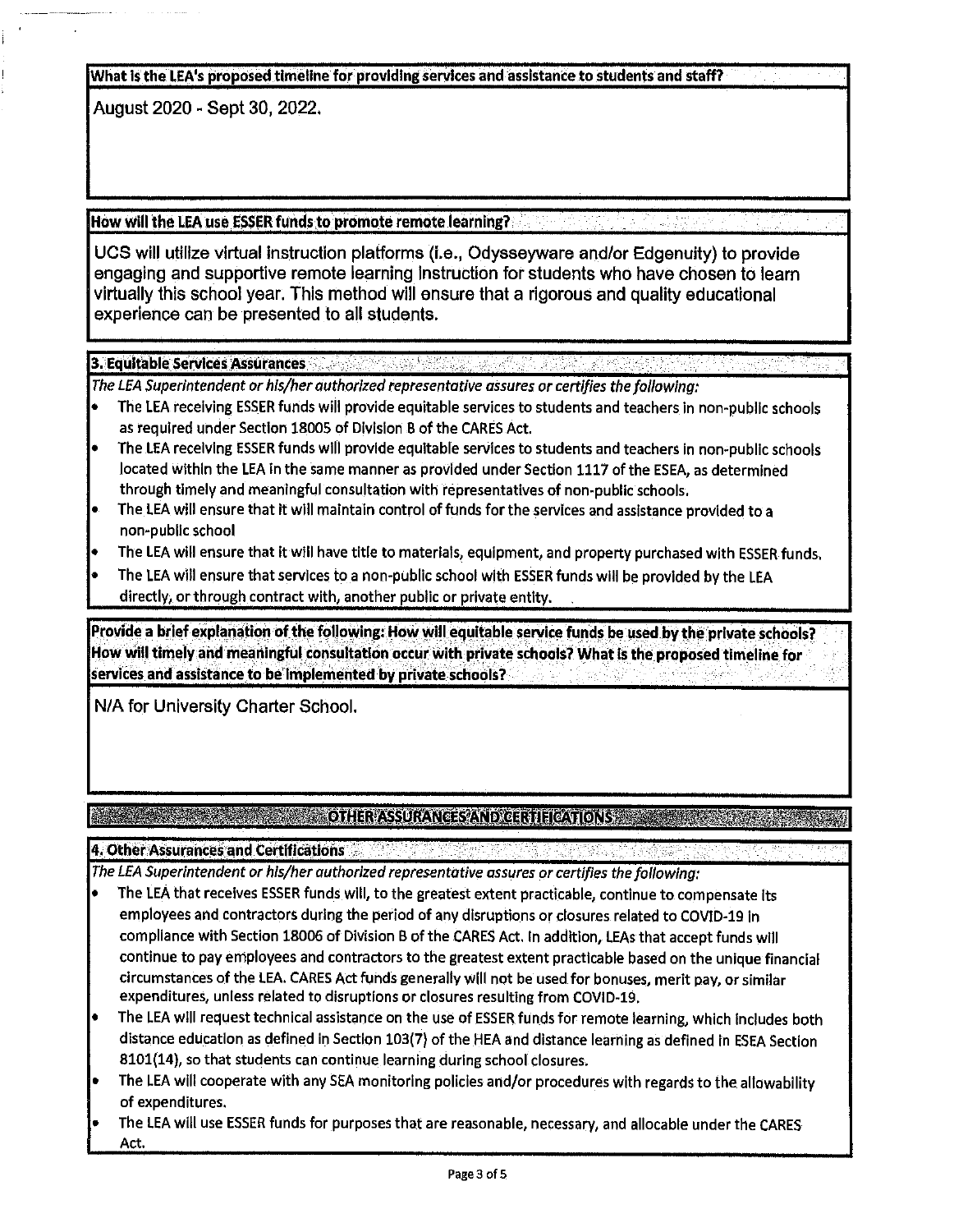**What is the LEA's proposed timeline for providing services and assistance to students and staff?**

August 2020 - Sept 30, 2022.

**How will the LEA use ESSER funds to promote remote learning?**

UCS will utilize virtual instruction platforms (i.e., Odysseyware and/or Edgenuity) to provide engaging and supportive remote learning instruction for students who have chosen to learn virtually this school year. This method will ensure that a rigorous and quality educational experience can be presented to all students.

### 3. Equitable Services Assurances

*The LEA Superintendent or his/her authorized representative assures or certifies the following:*

- The LEA receiving ESSER funds will provide equitable services to students and teachers in non-public schools as required under Section 18005 of Division B of the CARES Act.
- The LEA receiving ESSER funds will provide equitable services to students and teachers in non-public schools located within the LEA in the same manner as provided under Section 1117 of the ESEA, as determined through timely and meaningful consultation with representatives of non-public schools.
- The LEA will ensure that it will maintain control of funds for the services and assistance provided to a non-public school
- The LEA will ensure that it will have title to materials, equipment, and property purchased with ESSER funds.
- The LEA will ensure that services to a non-public school with ESSER funds will be provided by the LEA directly, or through contract with, another public or private entity.

**Provide a brief explanation of the following: How will equitable service funds be used by the private schools? How will timely and meaningful consultation occur with private schools? What is the proposed timeline for services and assistance to be implemented by private schools?**

N/A for University Charter School.

## OTHER ASSURANCES AND CERTIFICATIONS

### 4. Other Assurances and Certifications

*The LEA Superintendent or his/her authorized representative assures or certifies the following:*

- The LEA that receives ESSER funds will, to the greatest extent practicable, continue to compensate its employees and contractors during the period of any disruptions or closures related to COVID-19 in compliance with Section 18006 of Division B of the CARES Act. In addition, LEAs that accept funds will continue to pay employees and contractors to the greatest extent practicable based on the unique financial circumstances of the LEA. CARES Act funds generally will not be used for bonuses, merit pay, or similar expenditures, unless related to disruptions or closures resulting from COVID-19.
- The LEA will request technical assistance on the use of ESSER funds for remote learning, which includes both distance education as defined in Section 103(7) of the HEA and distance learning as defined in ESEA Section 8101(14), so that students can continue learning during school closures.
- The LEA will cooperate with any SEA monitoring policies and/or procedures with regards to the allowability of expenditures.
- The LEA will use ESSER funds for purposes that are reasonable, necessary, and allocable under the CARES Act.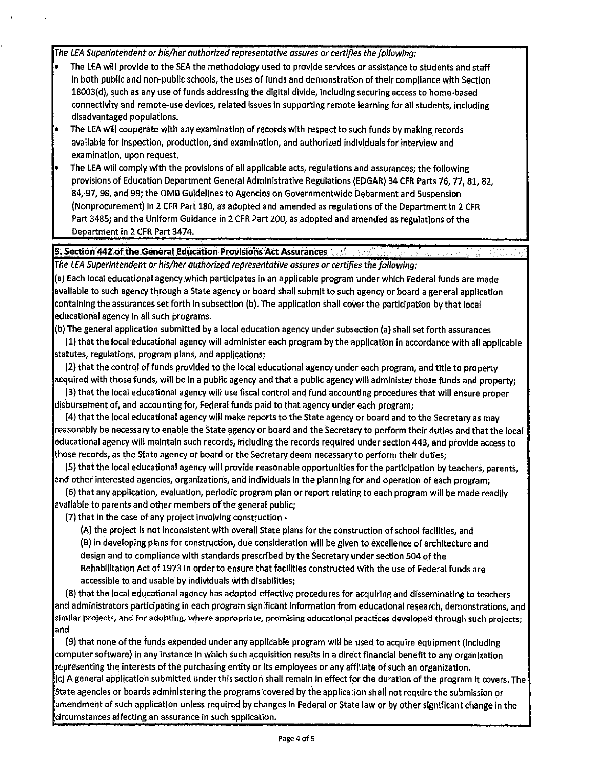*The LEA Superintendent or his/her authorized representative assures or certifies the following:*

- The LEA will provide to the SEA the methodology used to provide services or assistance to students and staff in both public and non-public schools, the uses of funds and demonstration of their compliance with Section 18003(d), such as any use of funds addressing the digital divide, including securing access to home-based connectivity and remote-use devices, related issues in supporting remote learning for all students, including disadvantaged populations.
- The LEA will cooperate with any examination of records with respect to such funds by making records available for inspection, production, and examination, and authorized individuals for interview and examination, upon request.
- The LEA will comply with the provisions of all applicable acts, regulations and assurances; the following provisions of Education Department General Administrative Regulations (EDGAR) 34 CFR Parts 76, 77, 81, 82, 84, 97, 98, and 99; the OMB Guidelines to Agencies on Governmentwide Debarment and Suspension (Nonprocurement) in 2 CFR Part 180, as adopted and amended as regulations of the Department in 2 CFR Part 3485; and the Uniform Guidance in 2 CFR Part 200, as adopted and amended as regulations of the Department in 2 CFR Part 3474.

## 5. Section 442 of the General Education Provisions Act Assurances

*The LEA Superintendent or his/her authorized representative assures or certifies the following:*

(a) Each local educational agency which participates in an applicable program under which Federal funds are made available to such agency through a State agency or board shall submit to such agency or board a general application containing the assurances set forth in subsection (b). The application shall cover the participation by that local educational agency in all such programs.

(b) The general application submitted by a local education agency under subsection (a) shall set forth assurances

(1) that the local educational agency will administer each program by the application in accordance with all applicable statutes, regulations, program plans, and applications;

(2) that the control of funds provided to the local educational agency under each program, and title to property acquired with those funds, will be in a public agency and that a public agency will administer those funds and property;

(3) that the local educational agency will use fiscal control and fund accounting procedures that will ensure proper disbursement of, and accounting for, Federal funds paid to that agency under each program;

(4) that the local educational agency will make reports to the State agency or board and to the Secretary as may reasonably be necessary to enable the State agency or board and the Secretary to perform their duties and that the local educational agency will maintain such records, including the records required under section 443, and provide access to those records, as the State agency or board or the Secretary deem necessary to perform their duties;

(5) that the local educational agency will provide reasonable opportunities for the participation by teachers, parents, and other interested agencies, organizations, and individuals in the planning for and operation of each program;

(6) that any application, evaluation, periodic program plan or report relating to each program will be made readily available to parents and other members of the general public;

(7) that in the case of any project involving construction -

(A) the project is not inconsistent with overall State plans for the construction of school facilities, and

(B) in developing plans for construction, due consideration will be given to excellence of architecture and design and to compliance with standards prescribed by the Secretary under section 504 of the Rehabilitation Act of 1973 in order to ensure that facilities constructed with the use of Federal funds are accessible to and usable by individuals with disabilities;

(8) that the local educational agency has adopted effective procedures for acquiring and disseminating to teachers and administrators participating in each program significant information from educational research, demonstrations, and similar projects, and for adopting, where appropriate, promising educational practices developed through such projects; and

(9) that none of the funds expended under any applicable program will be used to acquire equipment (including computer software) in any instance in which such acquisition results in a direct financial benefit to any organization representing the interests of the purchasing entity or its employees or any affiliate of such an organization.

(c) A general application submitted under this section shall remain in effect for the duration of the program it covers. The State agencies or boards administering the programs covered by the application shall not require the submission or amendment of such application unless required by changes in Federal or State law or by other significant change in the circumstances affecting an assurance in such application.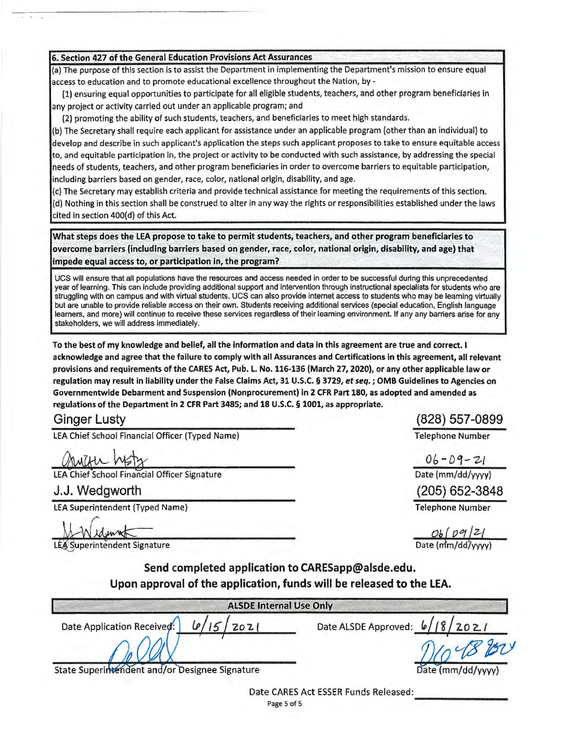### 6. Section 427 of the General Education Provisions Act Assurances

(a) The purpose of this section is to assist the Department in implementing the Department's mission to ensure equal access to education and to promote educational excellence throughout the Nation, by -

(1) ensuring equal opportunities to participate for all eligible students, teachers, and other program beneficiaries in any project or activity carried out under an applicable program; and

(2) promoting the ability of such students, teachers, and beneficiaries to meet high standards.

(b) The Secretary shall require each applicant for assistance under an applicable program (other than an individual) to develop and describe in such applicant's application the steps such applicant proposes to take to ensure equitable access to, and equitable participation in, the project or activity to be conducted with such assistance, by addressing the special needs of students, teachers, and other program beneficiaries in order to overcome barriers to equitable participation, including barriers based on gender, race, color, national origin, disability, and age.

(c) The Secretary may establish criteria and provide technical assistance for meeting the requirements of this section.

(d) Nothing in this section shall be construed to alter in any way the rights or responsibilities established under the laws cited in section 400(d) of this Act.

**What steps does the LEA propose to take to permit students, teachers, and other program beneficiaries to overcome barriers (including barriers based on gender, race, color, national origin, disability, and age) that impede equal access to, or participation in, the program?**

UCS will ensure that all populations have the resources and access needed in order to be successful during this unprecedented year of learning. This can include providing additional support and intervention through instructional specialists for students who are struggling with on campus and with virtual students. UCS can also provide internet access to students who may be learning virtually but are unable to provide reliable access on their own. Students receiving additional services (special education, English language learners, and more) will continue to receive these services regardless of their learning environment. If any any barriers arise for any stakeholders, we will address immediately.

**To the best of my knowledge and belief, all the information and data in this agreement are true and correct. I acknowledge and agree that the failure to comply with all Assurances and Certifications in this agreement, all relevant provisions and requirements of the CARES Act, Pub. L. No. 116-136 (March 27, 2020), or any other applicable law or regulation may result in liability under the False Claims Act, 31 U.S.C. § 3729, *et seq.*; OMB Guidelines to Agencies on Governmentwide Debarment and Suspension (Nonprocurement) in 2 CFR Part 180, as adopted and amended as regulations of the Department in 2 CFR Part 3485; and 18 U.S.C. § 1001, as appropriate.**

Ginger Lusty — LEA Chief School Financial Officer (Typed Name)

(828) 557-0899 — Telephone Number

[Signature] — LEA Chief School Financial Officer Signature

06-09-21 — Date (mm/dd/yyyy)

J.J. Wedgworth — LEA Superintendent (Typed Name)

(205) 652-3848 — Telephone Number

[Signature] — LEA Superintendent Signature

06/09/21 — Date (mm/dd/yyyy)

**Send completed application to CARESapp@alsde.edu.**

**Upon approval of the application, funds will be released to the LEA.**

**ALSDE Internal Use Only**

Date Application Received: 6/15/2021

Date ALSDE Approved: 6/18/2021

[Signature] — State Superintendent and/or Designee Signature

06-18-2021 — Date (mm/dd/yyyy)

Date CARES Act ESSER Funds Released: ________